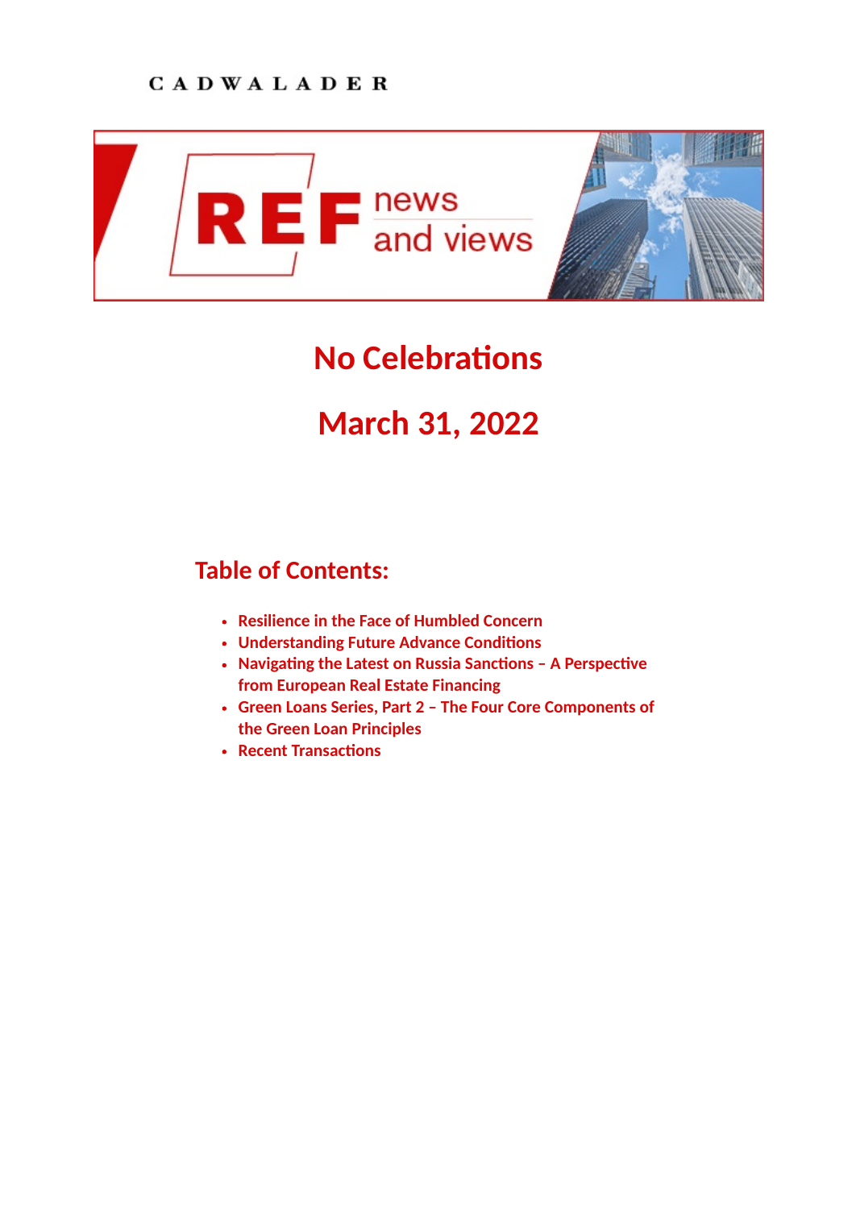CADWALADER

REF news and views

# No Celebrations

# March 31, 2022

## Table of Contents:

- Resilience in the Face of Humbled Concern
- Understanding Future Advance Conditions
- Navigating the Latest on Russia Sanctions – A Perspective from European Real Estate Financing
- Green Loans Series, Part 2 – The Four Core Components of the Green Loan Principles
- Recent Transactions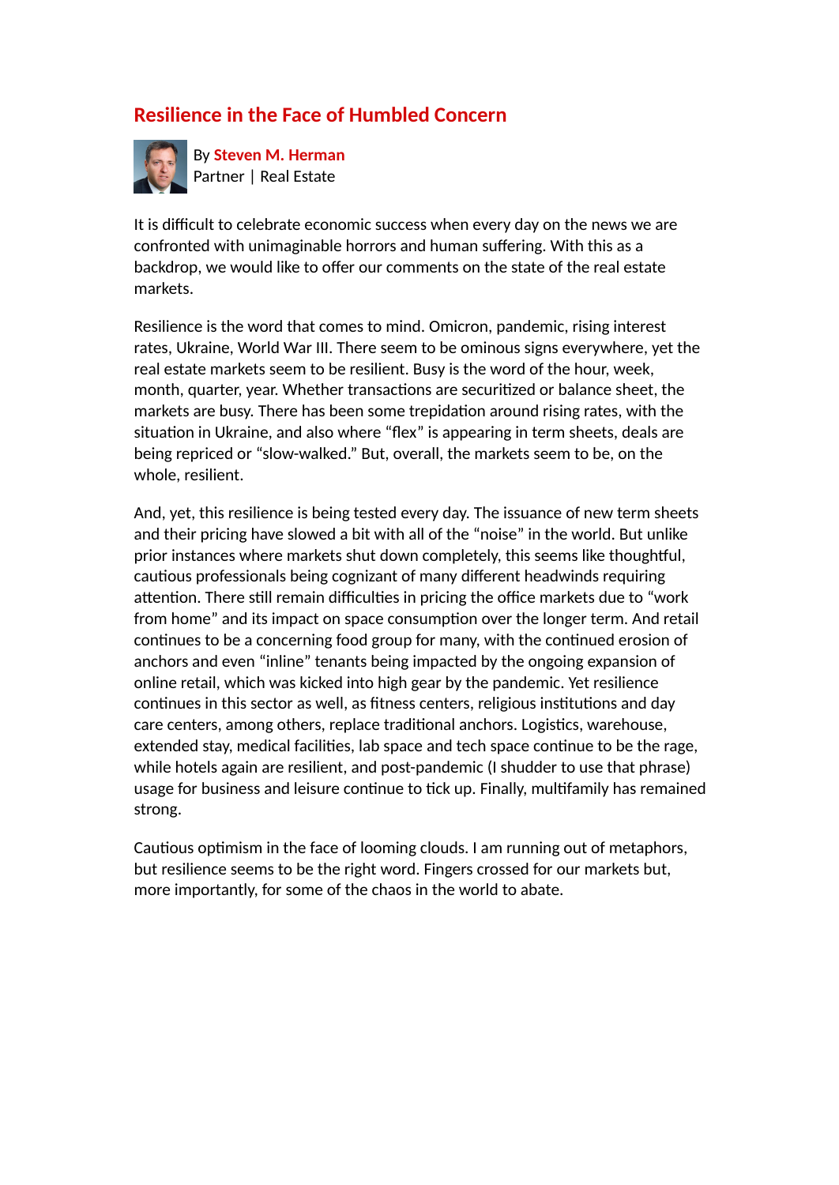## Resilience in the Face of Humbled Concern

By **Steven M. Herman**
Partner | Real Estate

It is difficult to celebrate economic success when every day on the news we are confronted with unimaginable horrors and human suffering. With this as a backdrop, we would like to offer our comments on the state of the real estate markets.

Resilience is the word that comes to mind. Omicron, pandemic, rising interest rates, Ukraine, World War III. There seem to be ominous signs everywhere, yet the real estate markets seem to be resilient. Busy is the word of the hour, week, month, quarter, year. Whether transactions are securitized or balance sheet, the markets are busy. There has been some trepidation around rising rates, with the situation in Ukraine, and also where "flex" is appearing in term sheets, deals are being repriced or "slow-walked." But, overall, the markets seem to be, on the whole, resilient.

And, yet, this resilience is being tested every day. The issuance of new term sheets and their pricing have slowed a bit with all of the "noise" in the world. But unlike prior instances where markets shut down completely, this seems like thoughtful, cautious professionals being cognizant of many different headwinds requiring attention. There still remain difficulties in pricing the office markets due to "work from home" and its impact on space consumption over the longer term. And retail continues to be a concerning food group for many, with the continued erosion of anchors and even "inline" tenants being impacted by the ongoing expansion of online retail, which was kicked into high gear by the pandemic. Yet resilience continues in this sector as well, as fitness centers, religious institutions and day care centers, among others, replace traditional anchors. Logistics, warehouse, extended stay, medical facilities, lab space and tech space continue to be the rage, while hotels again are resilient, and post-pandemic (I shudder to use that phrase) usage for business and leisure continue to tick up. Finally, multifamily has remained strong.

Cautious optimism in the face of looming clouds. I am running out of metaphors, but resilience seems to be the right word. Fingers crossed for our markets but, more importantly, for some of the chaos in the world to abate.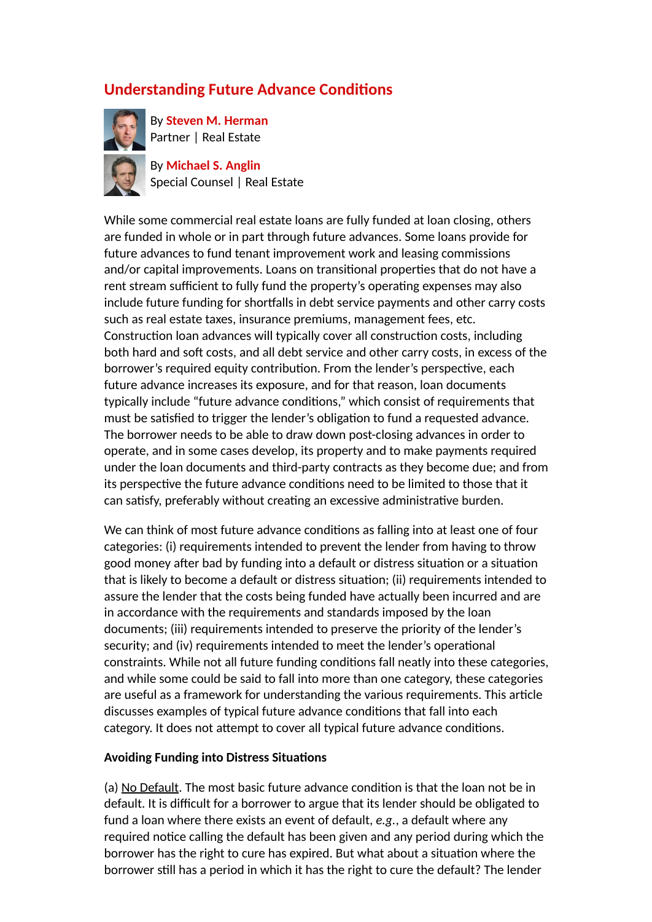## Understanding Future Advance Conditions

By **Steven M. Herman**
Partner | Real Estate

By **Michael S. Anglin**
Special Counsel | Real Estate

While some commercial real estate loans are fully funded at loan closing, others are funded in whole or in part through future advances. Some loans provide for future advances to fund tenant improvement work and leasing commissions and/or capital improvements. Loans on transitional properties that do not have a rent stream sufficient to fully fund the property's operating expenses may also include future funding for shortfalls in debt service payments and other carry costs such as real estate taxes, insurance premiums, management fees, etc. Construction loan advances will typically cover all construction costs, including both hard and soft costs, and all debt service and other carry costs, in excess of the borrower's required equity contribution. From the lender's perspective, each future advance increases its exposure, and for that reason, loan documents typically include "future advance conditions," which consist of requirements that must be satisfied to trigger the lender's obligation to fund a requested advance. The borrower needs to be able to draw down post-closing advances in order to operate, and in some cases develop, its property and to make payments required under the loan documents and third-party contracts as they become due; and from its perspective the future advance conditions need to be limited to those that it can satisfy, preferably without creating an excessive administrative burden.

We can think of most future advance conditions as falling into at least one of four categories: (i) requirements intended to prevent the lender from having to throw good money after bad by funding into a default or distress situation or a situation that is likely to become a default or distress situation; (ii) requirements intended to assure the lender that the costs being funded have actually been incurred and are in accordance with the requirements and standards imposed by the loan documents; (iii) requirements intended to preserve the priority of the lender's security; and (iv) requirements intended to meet the lender's operational constraints. While not all future funding conditions fall neatly into these categories, and while some could be said to fall into more than one category, these categories are useful as a framework for understanding the various requirements. This article discusses examples of typical future advance conditions that fall into each category. It does not attempt to cover all typical future advance conditions.

**Avoiding Funding into Distress Situations**

(a) No Default. The most basic future advance condition is that the loan not be in default. It is difficult for a borrower to argue that its lender should be obligated to fund a loan where there exists an event of default, *e.g.*, a default where any required notice calling the default has been given and any period during which the borrower has the right to cure has expired. But what about a situation where the borrower still has a period in which it has the right to cure the default? The lender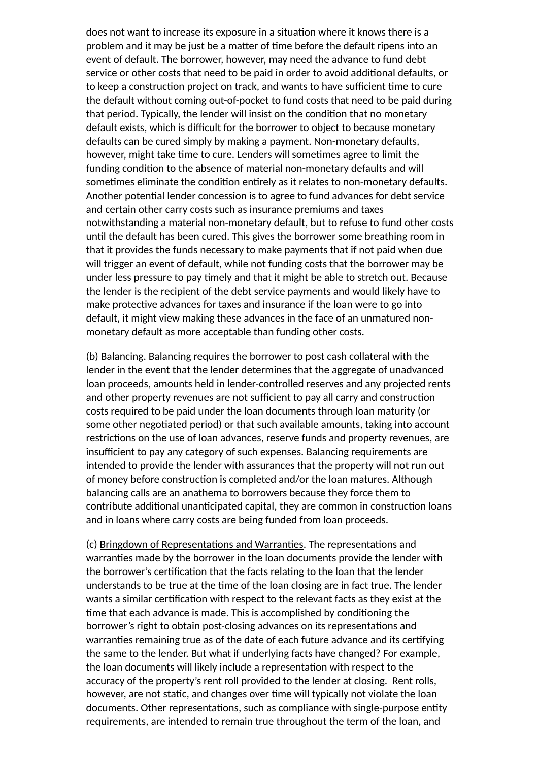does not want to increase its exposure in a situation where it knows there is a problem and it may be just be a matter of time before the default ripens into an event of default. The borrower, however, may need the advance to fund debt service or other costs that need to be paid in order to avoid additional defaults, or to keep a construction project on track, and wants to have sufficient time to cure the default without coming out-of-pocket to fund costs that need to be paid during that period. Typically, the lender will insist on the condition that no monetary default exists, which is difficult for the borrower to object to because monetary defaults can be cured simply by making a payment. Non-monetary defaults, however, might take time to cure. Lenders will sometimes agree to limit the funding condition to the absence of material non-monetary defaults and will sometimes eliminate the condition entirely as it relates to non-monetary defaults. Another potential lender concession is to agree to fund advances for debt service and certain other carry costs such as insurance premiums and taxes notwithstanding a material non-monetary default, but to refuse to fund other costs until the default has been cured. This gives the borrower some breathing room in that it provides the funds necessary to make payments that if not paid when due will trigger an event of default, while not funding costs that the borrower may be under less pressure to pay timely and that it might be able to stretch out. Because the lender is the recipient of the debt service payments and would likely have to make protective advances for taxes and insurance if the loan were to go into default, it might view making these advances in the face of an unmatured non-monetary default as more acceptable than funding other costs.

(b) Balancing. Balancing requires the borrower to post cash collateral with the lender in the event that the lender determines that the aggregate of unadvanced loan proceeds, amounts held in lender-controlled reserves and any projected rents and other property revenues are not sufficient to pay all carry and construction costs required to be paid under the loan documents through loan maturity (or some other negotiated period) or that such available amounts, taking into account restrictions on the use of loan advances, reserve funds and property revenues, are insufficient to pay any category of such expenses. Balancing requirements are intended to provide the lender with assurances that the property will not run out of money before construction is completed and/or the loan matures. Although balancing calls are an anathema to borrowers because they force them to contribute additional unanticipated capital, they are common in construction loans and in loans where carry costs are being funded from loan proceeds.

(c) Bringdown of Representations and Warranties. The representations and warranties made by the borrower in the loan documents provide the lender with the borrower's certification that the facts relating to the loan that the lender understands to be true at the time of the loan closing are in fact true. The lender wants a similar certification with respect to the relevant facts as they exist at the time that each advance is made. This is accomplished by conditioning the borrower's right to obtain post-closing advances on its representations and warranties remaining true as of the date of each future advance and its certifying the same to the lender. But what if underlying facts have changed? For example, the loan documents will likely include a representation with respect to the accuracy of the property's rent roll provided to the lender at closing. Rent rolls, however, are not static, and changes over time will typically not violate the loan documents. Other representations, such as compliance with single-purpose entity requirements, are intended to remain true throughout the term of the loan, and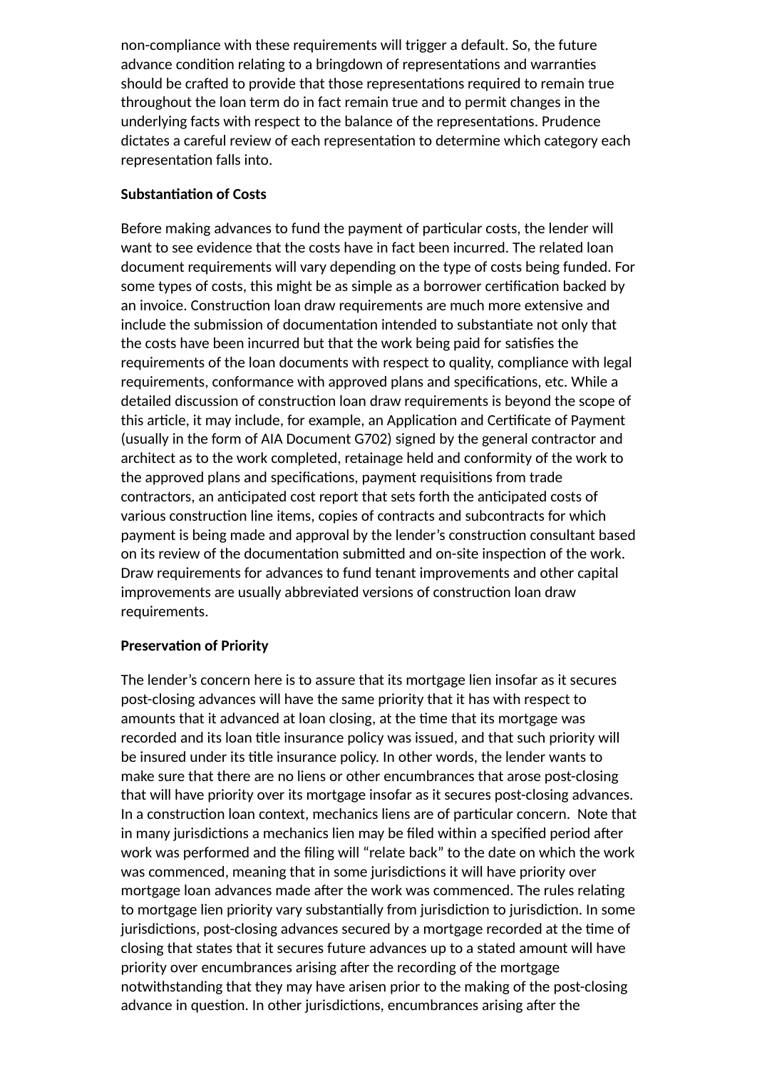non-compliance with these requirements will trigger a default. So, the future advance condition relating to a bringdown of representations and warranties should be crafted to provide that those representations required to remain true throughout the loan term do in fact remain true and to permit changes in the underlying facts with respect to the balance of the representations. Prudence dictates a careful review of each representation to determine which category each representation falls into.

**Substantiation of Costs**

Before making advances to fund the payment of particular costs, the lender will want to see evidence that the costs have in fact been incurred. The related loan document requirements will vary depending on the type of costs being funded. For some types of costs, this might be as simple as a borrower certification backed by an invoice. Construction loan draw requirements are much more extensive and include the submission of documentation intended to substantiate not only that the costs have been incurred but that the work being paid for satisfies the requirements of the loan documents with respect to quality, compliance with legal requirements, conformance with approved plans and specifications, etc. While a detailed discussion of construction loan draw requirements is beyond the scope of this article, it may include, for example, an Application and Certificate of Payment (usually in the form of AIA Document G702) signed by the general contractor and architect as to the work completed, retainage held and conformity of the work to the approved plans and specifications, payment requisitions from trade contractors, an anticipated cost report that sets forth the anticipated costs of various construction line items, copies of contracts and subcontracts for which payment is being made and approval by the lender's construction consultant based on its review of the documentation submitted and on-site inspection of the work. Draw requirements for advances to fund tenant improvements and other capital improvements are usually abbreviated versions of construction loan draw requirements.

**Preservation of Priority**

The lender's concern here is to assure that its mortgage lien insofar as it secures post-closing advances will have the same priority that it has with respect to amounts that it advanced at loan closing, at the time that its mortgage was recorded and its loan title insurance policy was issued, and that such priority will be insured under its title insurance policy. In other words, the lender wants to make sure that there are no liens or other encumbrances that arose post-closing that will have priority over its mortgage insofar as it secures post-closing advances. In a construction loan context, mechanics liens are of particular concern. Note that in many jurisdictions a mechanics lien may be filed within a specified period after work was performed and the filing will "relate back" to the date on which the work was commenced, meaning that in some jurisdictions it will have priority over mortgage loan advances made after the work was commenced. The rules relating to mortgage lien priority vary substantially from jurisdiction to jurisdiction. In some jurisdictions, post-closing advances secured by a mortgage recorded at the time of closing that states that it secures future advances up to a stated amount will have priority over encumbrances arising after the recording of the mortgage notwithstanding that they may have arisen prior to the making of the post-closing advance in question. In other jurisdictions, encumbrances arising after the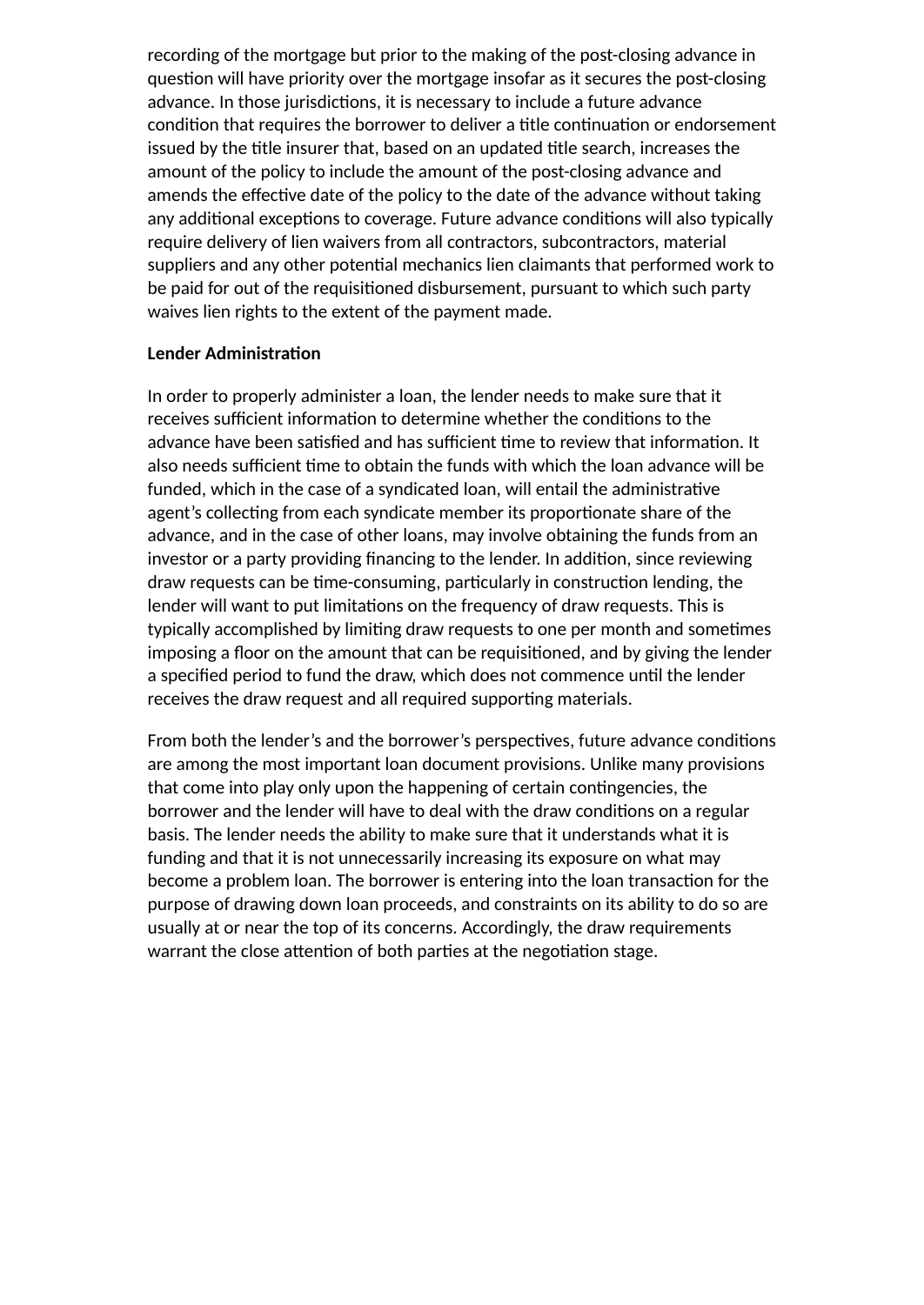recording of the mortgage but prior to the making of the post-closing advance in question will have priority over the mortgage insofar as it secures the post-closing advance. In those jurisdictions, it is necessary to include a future advance condition that requires the borrower to deliver a title continuation or endorsement issued by the title insurer that, based on an updated title search, increases the amount of the policy to include the amount of the post-closing advance and amends the effective date of the policy to the date of the advance without taking any additional exceptions to coverage. Future advance conditions will also typically require delivery of lien waivers from all contractors, subcontractors, material suppliers and any other potential mechanics lien claimants that performed work to be paid for out of the requisitioned disbursement, pursuant to which such party waives lien rights to the extent of the payment made.

**Lender Administration**

In order to properly administer a loan, the lender needs to make sure that it receives sufficient information to determine whether the conditions to the advance have been satisfied and has sufficient time to review that information. It also needs sufficient time to obtain the funds with which the loan advance will be funded, which in the case of a syndicated loan, will entail the administrative agent's collecting from each syndicate member its proportionate share of the advance, and in the case of other loans, may involve obtaining the funds from an investor or a party providing financing to the lender. In addition, since reviewing draw requests can be time-consuming, particularly in construction lending, the lender will want to put limitations on the frequency of draw requests. This is typically accomplished by limiting draw requests to one per month and sometimes imposing a floor on the amount that can be requisitioned, and by giving the lender a specified period to fund the draw, which does not commence until the lender receives the draw request and all required supporting materials.

From both the lender's and the borrower's perspectives, future advance conditions are among the most important loan document provisions. Unlike many provisions that come into play only upon the happening of certain contingencies, the borrower and the lender will have to deal with the draw conditions on a regular basis. The lender needs the ability to make sure that it understands what it is funding and that it is not unnecessarily increasing its exposure on what may become a problem loan. The borrower is entering into the loan transaction for the purpose of drawing down loan proceeds, and constraints on its ability to do so are usually at or near the top of its concerns. Accordingly, the draw requirements warrant the close attention of both parties at the negotiation stage.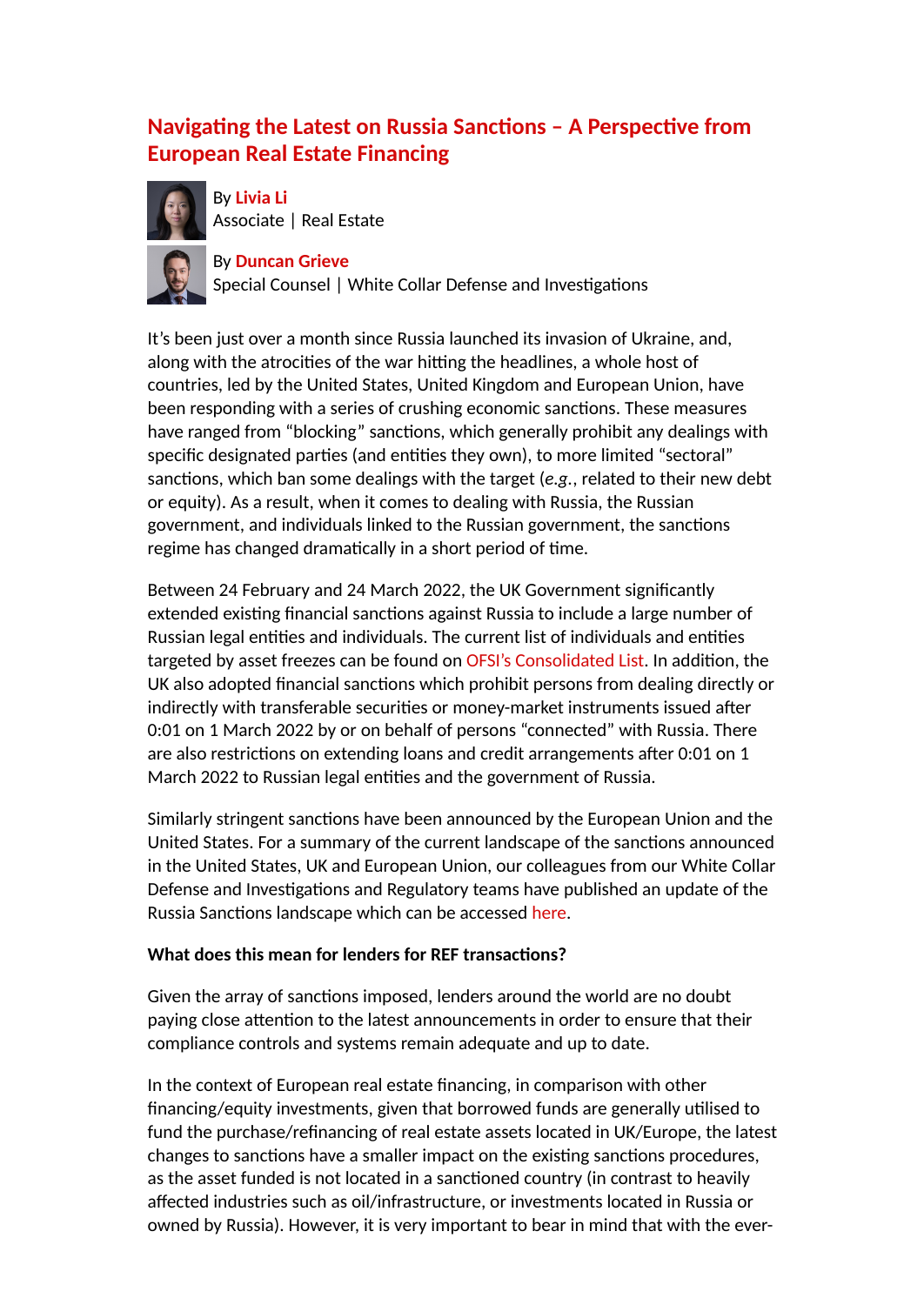## Navigating the Latest on Russia Sanctions – A Perspective from European Real Estate Financing

By **Livia Li**
Associate | Real Estate

By **Duncan Grieve**
Special Counsel | White Collar Defense and Investigations

It's been just over a month since Russia launched its invasion of Ukraine, and, along with the atrocities of the war hitting the headlines, a whole host of countries, led by the United States, United Kingdom and European Union, have been responding with a series of crushing economic sanctions. These measures have ranged from "blocking" sanctions, which generally prohibit any dealings with specific designated parties (and entities they own), to more limited "sectoral" sanctions, which ban some dealings with the target (*e.g.*, related to their new debt or equity). As a result, when it comes to dealing with Russia, the Russian government, and individuals linked to the Russian government, the sanctions regime has changed dramatically in a short period of time.

Between 24 February and 24 March 2022, the UK Government significantly extended existing financial sanctions against Russia to include a large number of Russian legal entities and individuals. The current list of individuals and entities targeted by asset freezes can be found on OFSI's Consolidated List. In addition, the UK also adopted financial sanctions which prohibit persons from dealing directly or indirectly with transferable securities or money-market instruments issued after 0:01 on 1 March 2022 by or on behalf of persons "connected" with Russia. There are also restrictions on extending loans and credit arrangements after 0:01 on 1 March 2022 to Russian legal entities and the government of Russia.

Similarly stringent sanctions have been announced by the European Union and the United States. For a summary of the current landscape of the sanctions announced in the United States, UK and European Union, our colleagues from our White Collar Defense and Investigations and Regulatory teams have published an update of the Russia Sanctions landscape which can be accessed here.

**What does this mean for lenders for REF transactions?**

Given the array of sanctions imposed, lenders around the world are no doubt paying close attention to the latest announcements in order to ensure that their compliance controls and systems remain adequate and up to date.

In the context of European real estate financing, in comparison with other financing/equity investments, given that borrowed funds are generally utilised to fund the purchase/refinancing of real estate assets located in UK/Europe, the latest changes to sanctions have a smaller impact on the existing sanctions procedures, as the asset funded is not located in a sanctioned country (in contrast to heavily affected industries such as oil/infrastructure, or investments located in Russia or owned by Russia). However, it is very important to bear in mind that with the ever-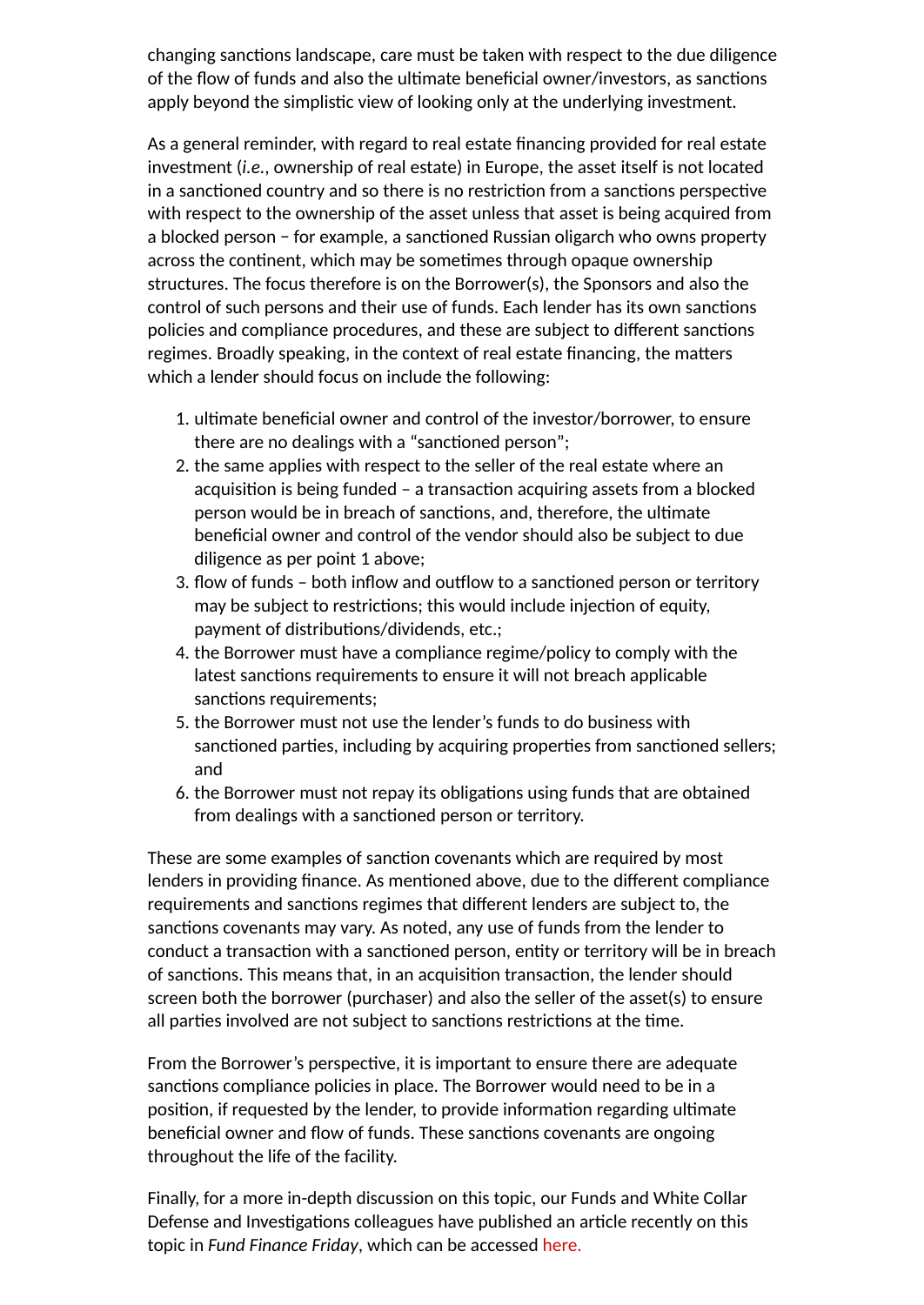changing sanctions landscape, care must be taken with respect to the due diligence of the flow of funds and also the ultimate beneficial owner/investors, as sanctions apply beyond the simplistic view of looking only at the underlying investment.

As a general reminder, with regard to real estate financing provided for real estate investment (*i.e.*, ownership of real estate) in Europe, the asset itself is not located in a sanctioned country and so there is no restriction from a sanctions perspective with respect to the ownership of the asset unless that asset is being acquired from a blocked person − for example, a sanctioned Russian oligarch who owns property across the continent, which may be sometimes through opaque ownership structures. The focus therefore is on the Borrower(s), the Sponsors and also the control of such persons and their use of funds. Each lender has its own sanctions policies and compliance procedures, and these are subject to different sanctions regimes. Broadly speaking, in the context of real estate financing, the matters which a lender should focus on include the following:

1. ultimate beneficial owner and control of the investor/borrower, to ensure there are no dealings with a "sanctioned person";
2. the same applies with respect to the seller of the real estate where an acquisition is being funded – a transaction acquiring assets from a blocked person would be in breach of sanctions, and, therefore, the ultimate beneficial owner and control of the vendor should also be subject to due diligence as per point 1 above;
3. flow of funds – both inflow and outflow to a sanctioned person or territory may be subject to restrictions; this would include injection of equity, payment of distributions/dividends, etc.;
4. the Borrower must have a compliance regime/policy to comply with the latest sanctions requirements to ensure it will not breach applicable sanctions requirements;
5. the Borrower must not use the lender's funds to do business with sanctioned parties, including by acquiring properties from sanctioned sellers; and
6. the Borrower must not repay its obligations using funds that are obtained from dealings with a sanctioned person or territory.

These are some examples of sanction covenants which are required by most lenders in providing finance. As mentioned above, due to the different compliance requirements and sanctions regimes that different lenders are subject to, the sanctions covenants may vary. As noted, any use of funds from the lender to conduct a transaction with a sanctioned person, entity or territory will be in breach of sanctions. This means that, in an acquisition transaction, the lender should screen both the borrower (purchaser) and also the seller of the asset(s) to ensure all parties involved are not subject to sanctions restrictions at the time.

From the Borrower's perspective, it is important to ensure there are adequate sanctions compliance policies in place. The Borrower would need to be in a position, if requested by the lender, to provide information regarding ultimate beneficial owner and flow of funds. These sanctions covenants are ongoing throughout the life of the facility.

Finally, for a more in-depth discussion on this topic, our Funds and White Collar Defense and Investigations colleagues have published an article recently on this topic in *Fund Finance Friday*, which can be accessed here.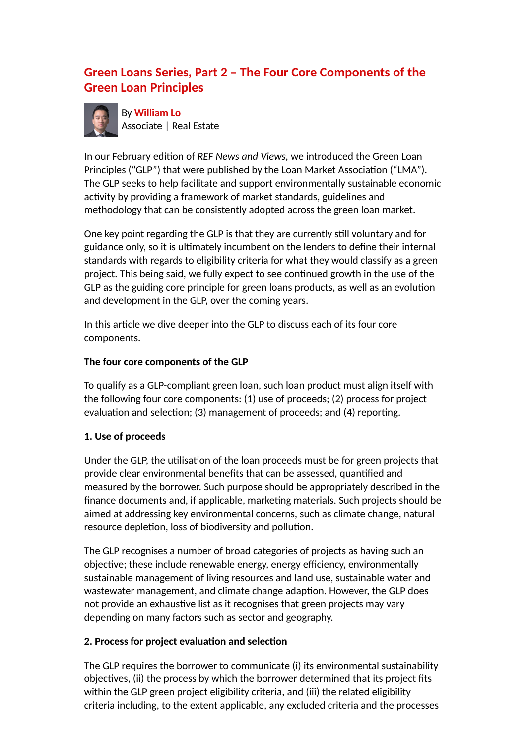## Green Loans Series, Part 2 – The Four Core Components of the Green Loan Principles

By **William Lo**
Associate | Real Estate

In our February edition of *REF News and Views*, we introduced the Green Loan Principles ("GLP") that were published by the Loan Market Association ("LMA"). The GLP seeks to help facilitate and support environmentally sustainable economic activity by providing a framework of market standards, guidelines and methodology that can be consistently adopted across the green loan market.

One key point regarding the GLP is that they are currently still voluntary and for guidance only, so it is ultimately incumbent on the lenders to define their internal standards with regards to eligibility criteria for what they would classify as a green project. This being said, we fully expect to see continued growth in the use of the GLP as the guiding core principle for green loans products, as well as an evolution and development in the GLP, over the coming years.

In this article we dive deeper into the GLP to discuss each of its four core components.

**The four core components of the GLP**

To qualify as a GLP-compliant green loan, such loan product must align itself with the following four core components: (1) use of proceeds; (2) process for project evaluation and selection; (3) management of proceeds; and (4) reporting.

**1. Use of proceeds**

Under the GLP, the utilisation of the loan proceeds must be for green projects that provide clear environmental benefits that can be assessed, quantified and measured by the borrower. Such purpose should be appropriately described in the finance documents and, if applicable, marketing materials. Such projects should be aimed at addressing key environmental concerns, such as climate change, natural resource depletion, loss of biodiversity and pollution.

The GLP recognises a number of broad categories of projects as having such an objective; these include renewable energy, energy efficiency, environmentally sustainable management of living resources and land use, sustainable water and wastewater management, and climate change adaption. However, the GLP does not provide an exhaustive list as it recognises that green projects may vary depending on many factors such as sector and geography.

**2. Process for project evaluation and selection**

The GLP requires the borrower to communicate (i) its environmental sustainability objectives, (ii) the process by which the borrower determined that its project fits within the GLP green project eligibility criteria, and (iii) the related eligibility criteria including, to the extent applicable, any excluded criteria and the processes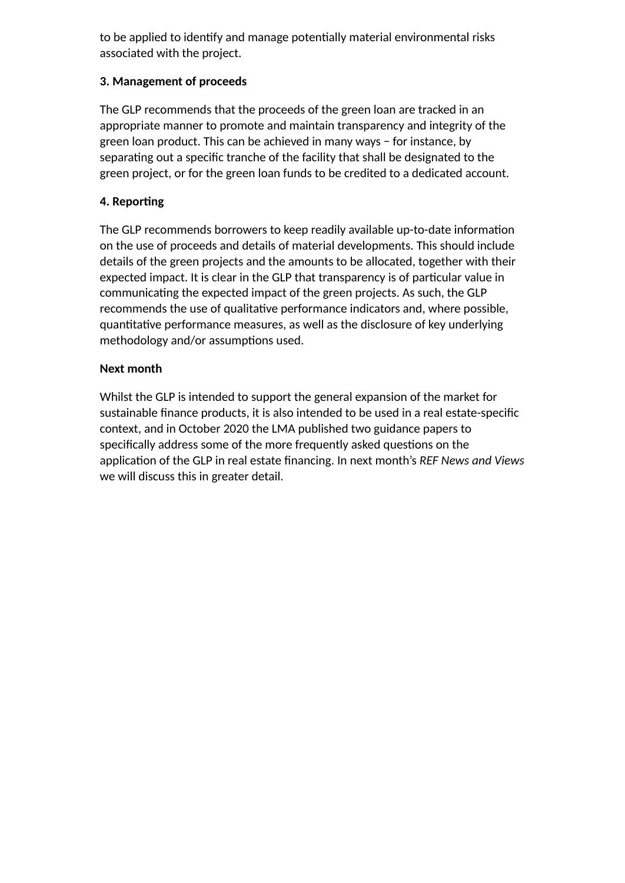to be applied to identify and manage potentially material environmental risks associated with the project.

**3. Management of proceeds**

The GLP recommends that the proceeds of the green loan are tracked in an appropriate manner to promote and maintain transparency and integrity of the green loan product. This can be achieved in many ways – for instance, by separating out a specific tranche of the facility that shall be designated to the green project, or for the green loan funds to be credited to a dedicated account.

**4. Reporting**

The GLP recommends borrowers to keep readily available up-to-date information on the use of proceeds and details of material developments. This should include details of the green projects and the amounts to be allocated, together with their expected impact. It is clear in the GLP that transparency is of particular value in communicating the expected impact of the green projects. As such, the GLP recommends the use of qualitative performance indicators and, where possible, quantitative performance measures, as well as the disclosure of key underlying methodology and/or assumptions used.

**Next month**

Whilst the GLP is intended to support the general expansion of the market for sustainable finance products, it is also intended to be used in a real estate-specific context, and in October 2020 the LMA published two guidance papers to specifically address some of the more frequently asked questions on the application of the GLP in real estate financing. In next month's *REF News and Views* we will discuss this in greater detail.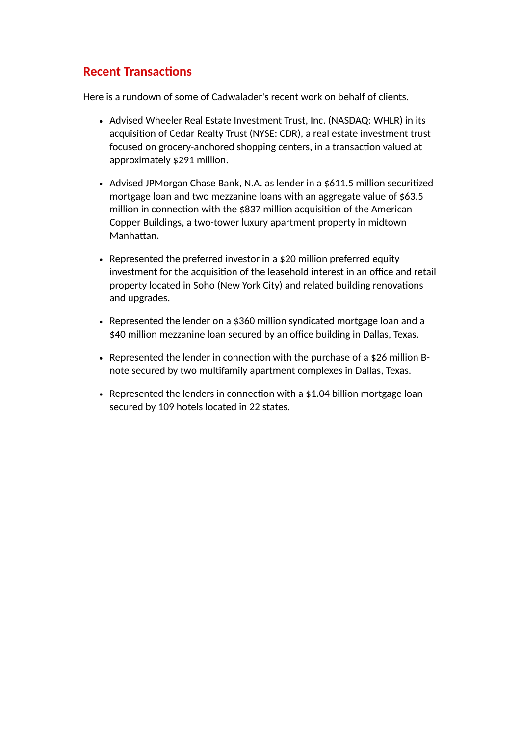## Recent Transactions

Here is a rundown of some of Cadwalader's recent work on behalf of clients.

- Advised Wheeler Real Estate Investment Trust, Inc. (NASDAQ: WHLR) in its acquisition of Cedar Realty Trust (NYSE: CDR), a real estate investment trust focused on grocery-anchored shopping centers, in a transaction valued at approximately $291 million.
- Advised JPMorgan Chase Bank, N.A. as lender in a $611.5 million securitized mortgage loan and two mezzanine loans with an aggregate value of $63.5 million in connection with the $837 million acquisition of the American Copper Buildings, a two-tower luxury apartment property in midtown Manhattan.
- Represented the preferred investor in a $20 million preferred equity investment for the acquisition of the leasehold interest in an office and retail property located in Soho (New York City) and related building renovations and upgrades.
- Represented the lender on a $360 million syndicated mortgage loan and a $40 million mezzanine loan secured by an office building in Dallas, Texas.
- Represented the lender in connection with the purchase of a $26 million B-note secured by two multifamily apartment complexes in Dallas, Texas.
- Represented the lenders in connection with a $1.04 billion mortgage loan secured by 109 hotels located in 22 states.